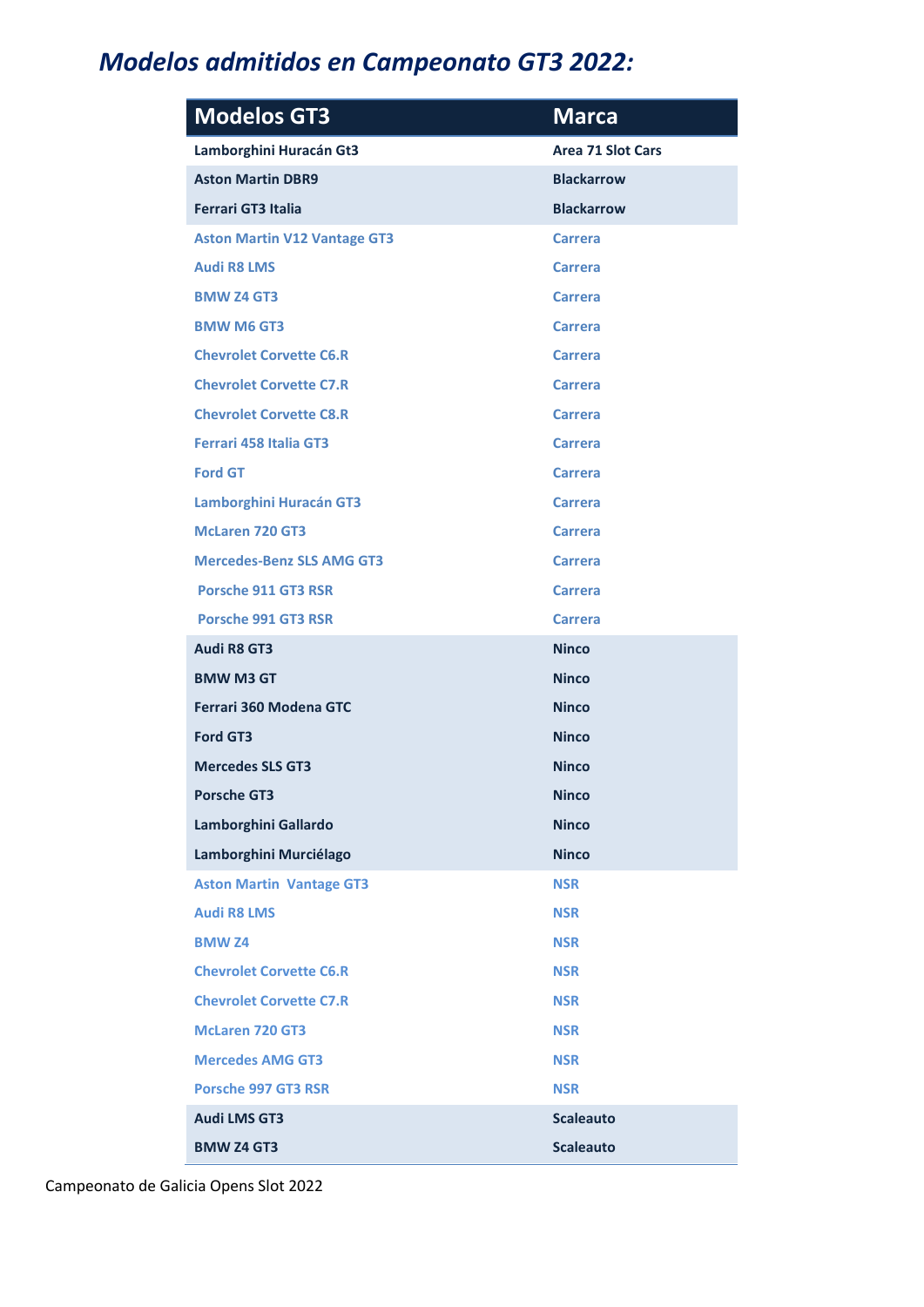# *Modelos admitidos en Campeonato GT3 2022:*

| Modelos GT3 | Marca |
|---|---|
| **Lamborghini Huracán Gt3** | **Area 71 Slot Cars** |
| **Aston Martin DBR9** | **Blackarrow** |
| **Ferrari GT3 Italia** | **Blackarrow** |
| **Aston Martin V12 Vantage GT3** | **Carrera** |
| **Audi R8 LMS** | **Carrera** |
| **BMW Z4 GT3** | **Carrera** |
| **BMW M6 GT3** | **Carrera** |
| **Chevrolet Corvette C6.R** | **Carrera** |
| **Chevrolet Corvette C7.R** | **Carrera** |
| **Chevrolet Corvette C8.R** | **Carrera** |
| **Ferrari 458 Italia GT3** | **Carrera** |
| **Ford GT** | **Carrera** |
| **Lamborghini Huracán GT3** | **Carrera** |
| **McLaren 720 GT3** | **Carrera** |
| **Mercedes-Benz SLS AMG GT3** | **Carrera** |
| **Porsche 911 GT3 RSR** | **Carrera** |
| **Porsche 991 GT3 RSR** | **Carrera** |
| **Audi R8 GT3** | **Ninco** |
| **BMW M3 GT** | **Ninco** |
| **Ferrari 360 Modena GTC** | **Ninco** |
| **Ford GT3** | **Ninco** |
| **Mercedes SLS GT3** | **Ninco** |
| **Porsche GT3** | **Ninco** |
| **Lamborghini Gallardo** | **Ninco** |
| **Lamborghini Murciélago** | **Ninco** |
| **Aston Martin Vantage GT3** | **NSR** |
| **Audi R8 LMS** | **NSR** |
| **BMW Z4** | **NSR** |
| **Chevrolet Corvette C6.R** | **NSR** |
| **Chevrolet Corvette C7.R** | **NSR** |
| **McLaren 720 GT3** | **NSR** |
| **Mercedes AMG GT3** | **NSR** |
| **Porsche 997 GT3 RSR** | **NSR** |
| **Audi LMS GT3** | **Scaleauto** |
| **BMW Z4 GT3** | **Scaleauto** |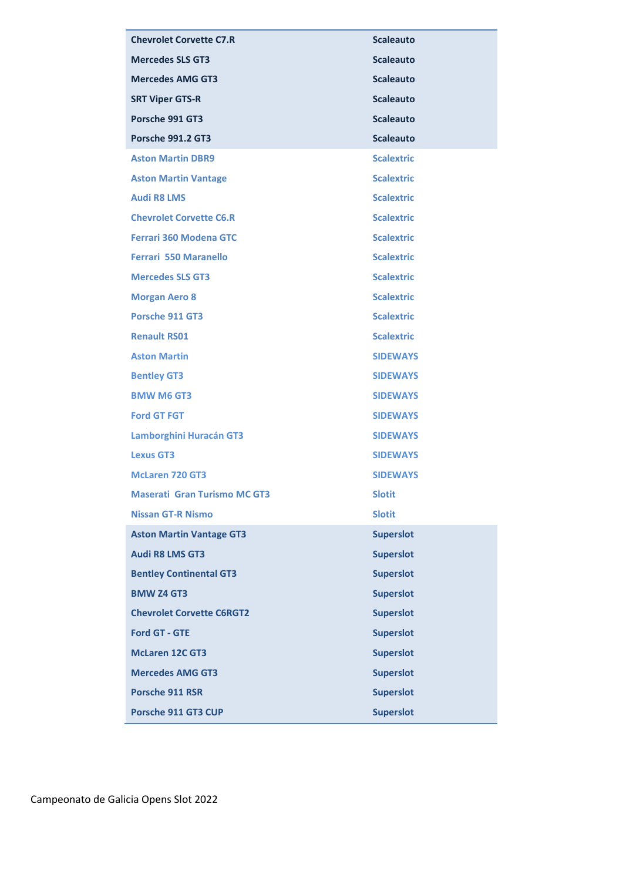| | |
|---|---|
| **Chevrolet Corvette C7.R** | **Scaleauto** |
| **Mercedes SLS GT3** | **Scaleauto** |
| **Mercedes AMG GT3** | **Scaleauto** |
| **SRT Viper GTS-R** | **Scaleauto** |
| **Porsche 991 GT3** | **Scaleauto** |
| **Porsche 991.2 GT3** | **Scaleauto** |
| **Aston Martin DBR9** | **Scalextric** |
| **Aston Martin Vantage** | **Scalextric** |
| **Audi R8 LMS** | **Scalextric** |
| **Chevrolet Corvette C6.R** | **Scalextric** |
| **Ferrari 360 Modena GTC** | **Scalextric** |
| **Ferrari 550 Maranello** | **Scalextric** |
| **Mercedes SLS GT3** | **Scalextric** |
| **Morgan Aero 8** | **Scalextric** |
| **Porsche 911 GT3** | **Scalextric** |
| **Renault RS01** | **Scalextric** |
| **Aston Martin** | **SIDEWAYS** |
| **Bentley GT3** | **SIDEWAYS** |
| **BMW M6 GT3** | **SIDEWAYS** |
| **Ford GT FGT** | **SIDEWAYS** |
| **Lamborghini Huracán GT3** | **SIDEWAYS** |
| **Lexus GT3** | **SIDEWAYS** |
| **McLaren 720 GT3** | **SIDEWAYS** |
| **Maserati Gran Turismo MC GT3** | **Slotit** |
| **Nissan GT-R Nismo** | **Slotit** |
| **Aston Martin Vantage GT3** | **Superslot** |
| **Audi R8 LMS GT3** | **Superslot** |
| **Bentley Continental GT3** | **Superslot** |
| **BMW Z4 GT3** | **Superslot** |
| **Chevrolet Corvette C6RGT2** | **Superslot** |
| **Ford GT - GTE** | **Superslot** |
| **McLaren 12C GT3** | **Superslot** |
| **Mercedes AMG GT3** | **Superslot** |
| **Porsche 911 RSR** | **Superslot** |
| **Porsche 911 GT3 CUP** | **Superslot** |